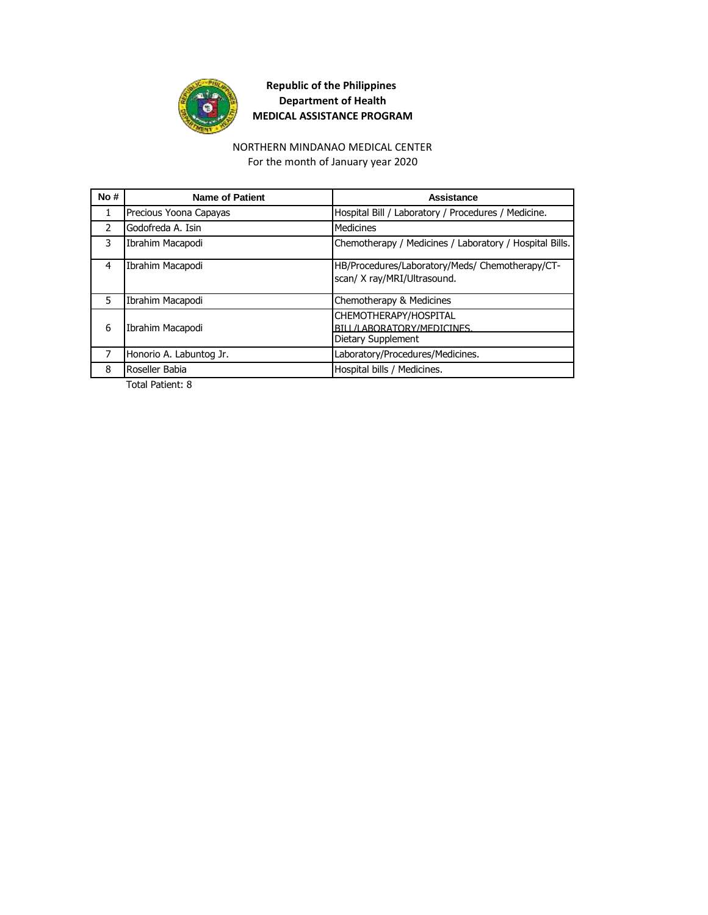**Republic of the Philippines**
**Department of Health**
**MEDICAL ASSISTANCE PROGRAM**

NORTHERN MINDANAO MEDICAL CENTER
For the month of January year 2020

| No # | Name of Patient | Assistance |
|---|---|---|
| 1 | Precious Yoona Capayas | Hospital Bill / Laboratory / Procedures / Medicine. |
| 2 | Godofreda A. Isin | Medicines |
| 3 | Ibrahim Macapodi | Chemotherapy / Medicines / Laboratory / Hospital Bills. |
| 4 | Ibrahim Macapodi | HB/Procedures/Laboratory/Meds/ Chemotherapy/CT-scan/ X ray/MRI/Ultrasound. |
| 5 | Ibrahim Macapodi | Chemotherapy & Medicines |
| 6 | Ibrahim Macapodi | CHEMOTHERAPY/HOSPITAL BILL/LABORATORY/MEDICINES. |
| | | Dietary Supplement |
| 7 | Honorio A. Labuntog Jr. | Laboratory/Procedures/Medicines. |
| 8 | Roseller Babia | Hospital bills / Medicines. |

Total Patient: 8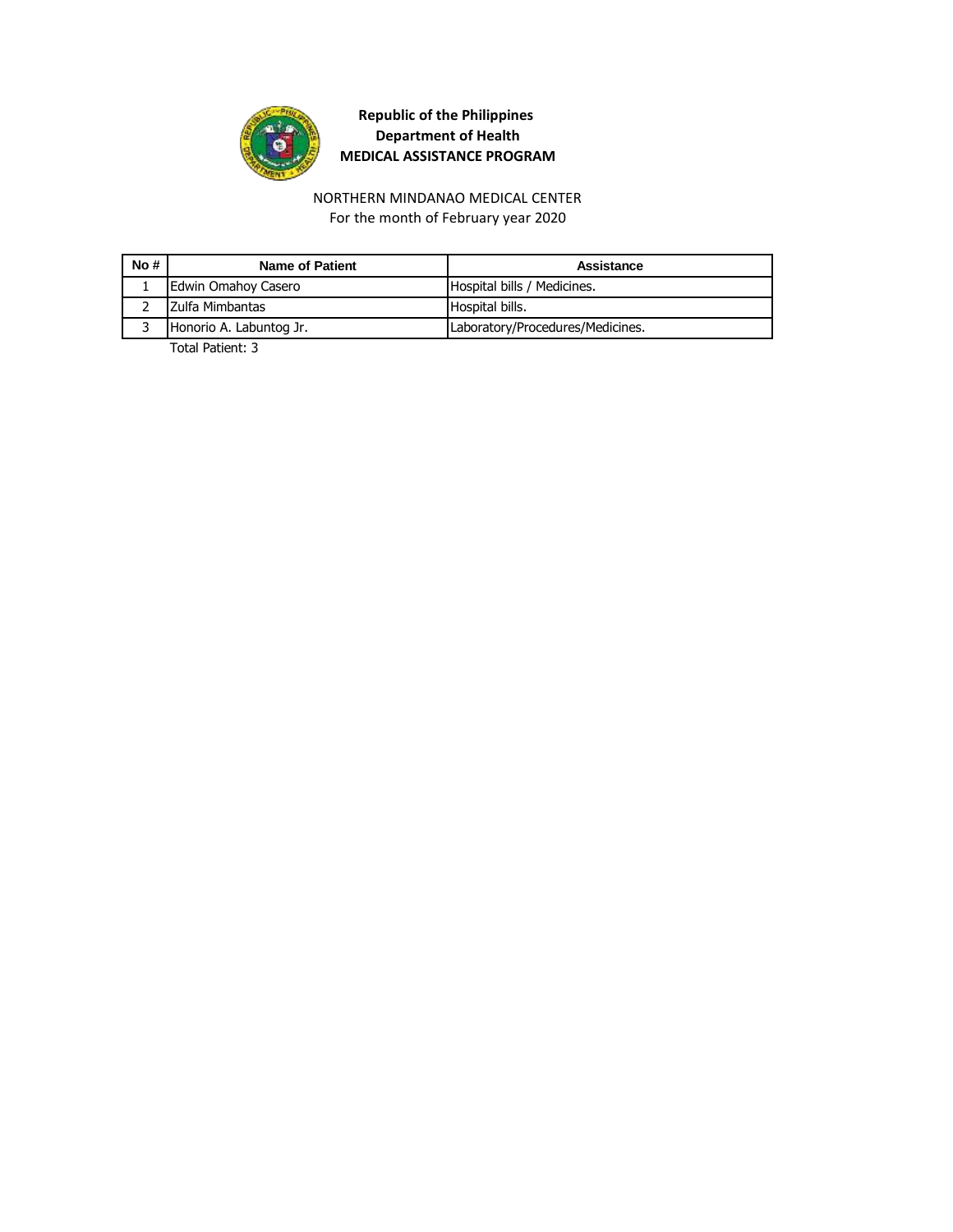**Republic of the Philippines**
**Department of Health**
**MEDICAL ASSISTANCE PROGRAM**

NORTHERN MINDANAO MEDICAL CENTER
For the month of February year 2020

| No # | Name of Patient | Assistance |
|---|---|---|
| 1 | Edwin Omahoy Casero | Hospital bills / Medicines. |
| 2 | Zulfa Mimbantas | Hospital bills. |
| 3 | Honorio A. Labuntog Jr. | Laboratory/Procedures/Medicines. |

Total Patient: 3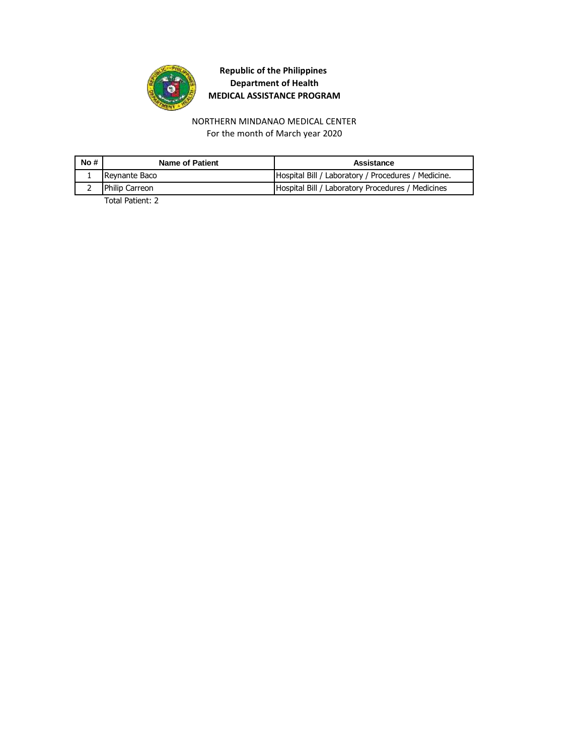**Republic of the Philippines**
**Department of Health**
**MEDICAL ASSISTANCE PROGRAM**

NORTHERN MINDANAO MEDICAL CENTER
For the month of March year 2020

| No # | Name of Patient | Assistance |
|---|---|---|
| 1 | Reynante Baco | Hospital Bill / Laboratory / Procedures / Medicine. |
| 2 | Philip Carreon | Hospital Bill / Laboratory Procedures / Medicines |

Total Patient: 2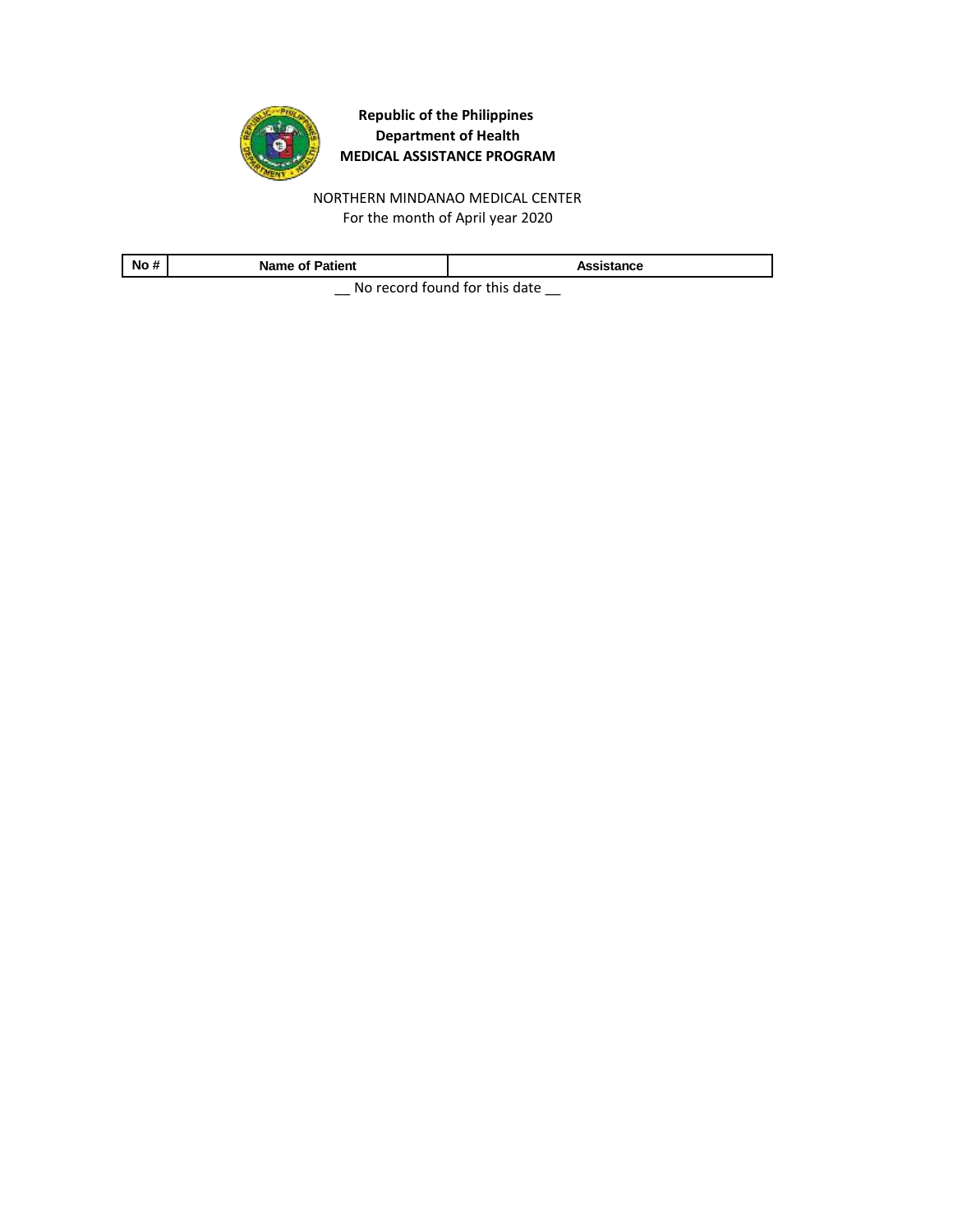**Republic of the Philippines**
**Department of Health**
**MEDICAL ASSISTANCE PROGRAM**

NORTHERN MINDANAO MEDICAL CENTER
For the month of April year 2020

| No # | Name of Patient | Assistance |
|---|---|---|

__ No record found for this date __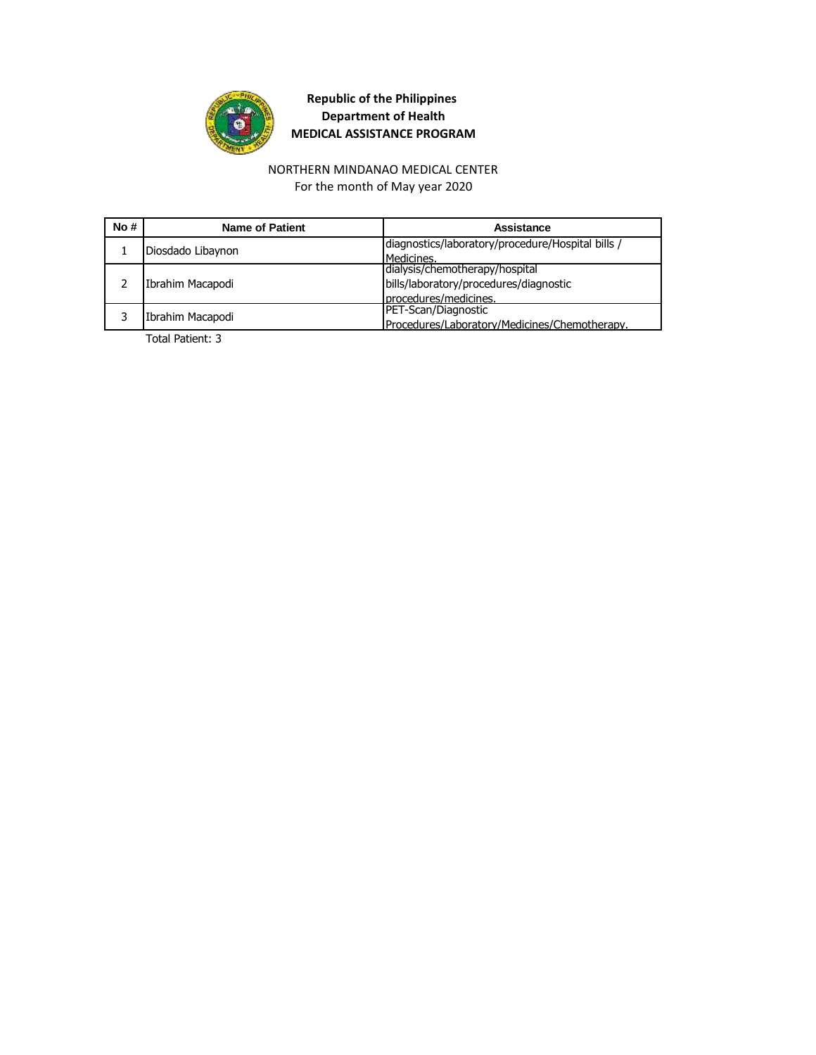**Republic of the Philippines**
**Department of Health**
**MEDICAL ASSISTANCE PROGRAM**

NORTHERN MINDANAO MEDICAL CENTER
For the month of May year 2020

| No # | Name of Patient | Assistance |
|---|---|---|
| 1 | Diosdado Libaynon | diagnostics/laboratory/procedure/Hospital bills / Medicines. |
| 2 | Ibrahim Macapodi | dialysis/chemotherapy/hospital bills/laboratory/procedures/diagnostic procedures/medicines. |
| 3 | Ibrahim Macapodi | PET-Scan/Diagnostic Procedures/Laboratory/Medicines/Chemotherapy. |

Total Patient: 3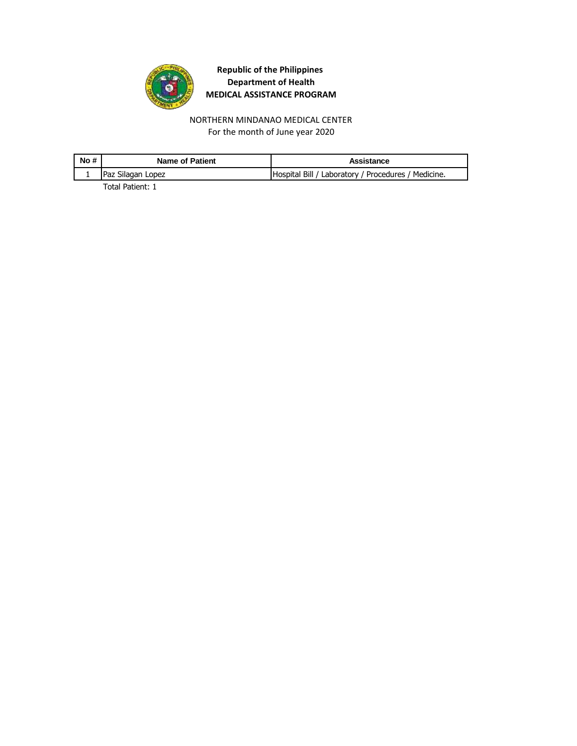**Republic of the Philippines**
**Department of Health**
**MEDICAL ASSISTANCE PROGRAM**

NORTHERN MINDANAO MEDICAL CENTER
For the month of June year 2020

| No # | Name of Patient | Assistance |
|---|---|---|
| 1 | Paz Silagan Lopez | Hospital Bill / Laboratory / Procedures / Medicine. |

Total Patient: 1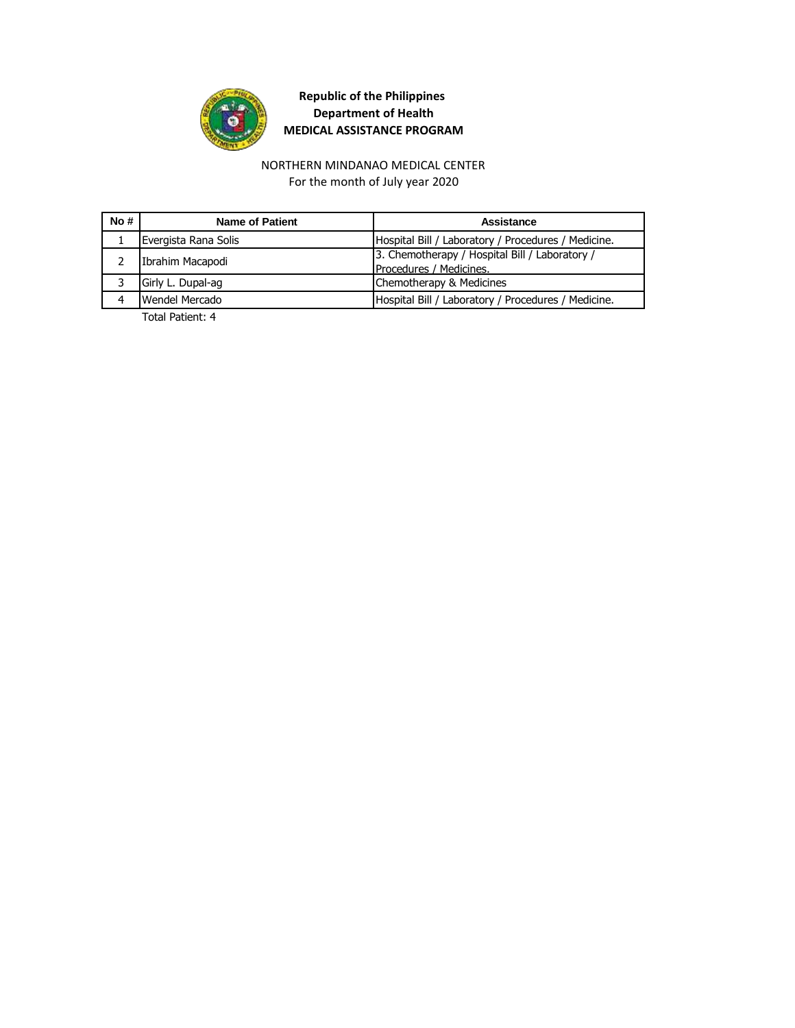**Republic of the Philippines**
**Department of Health**
**MEDICAL ASSISTANCE PROGRAM**

NORTHERN MINDANAO MEDICAL CENTER
For the month of July year 2020

| No # | Name of Patient | Assistance |
|---|---|---|
| 1 | Evergista Rana Solis | Hospital Bill / Laboratory / Procedures / Medicine. |
| 2 | Ibrahim Macapodi | 3. Chemotherapy / Hospital Bill / Laboratory / Procedures / Medicines. |
| 3 | Girly L. Dupal-ag | Chemotherapy & Medicines |
| 4 | Wendel Mercado | Hospital Bill / Laboratory / Procedures / Medicine. |

Total Patient: 4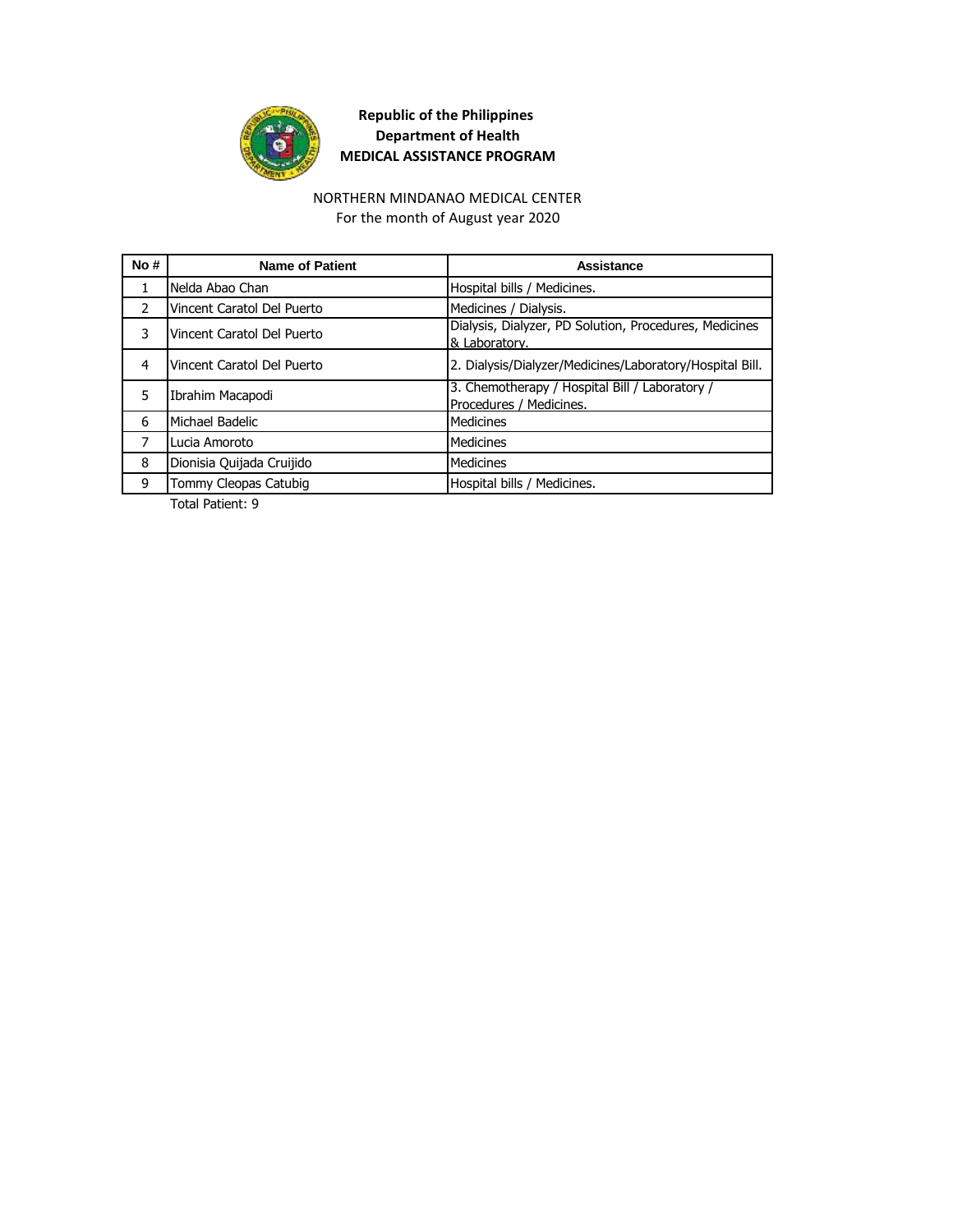**Republic of the Philippines**
**Department of Health**
**MEDICAL ASSISTANCE PROGRAM**

NORTHERN MINDANAO MEDICAL CENTER
For the month of August year 2020

| No # | Name of Patient | Assistance |
|---|---|---|
| 1 | Nelda Abao Chan | Hospital bills / Medicines. |
| 2 | Vincent Caratol Del Puerto | Medicines / Dialysis. |
| 3 | Vincent Caratol Del Puerto | Dialysis, Dialyzer, PD Solution, Procedures, Medicines & Laboratory. |
| 4 | Vincent Caratol Del Puerto | 2. Dialysis/Dialyzer/Medicines/Laboratory/Hospital Bill. |
| 5 | Ibrahim Macapodi | 3. Chemotherapy / Hospital Bill / Laboratory / Procedures / Medicines. |
| 6 | Michael Badelic | Medicines |
| 7 | Lucia Amoroto | Medicines |
| 8 | Dionisia Quijada Cruijido | Medicines |
| 9 | Tommy Cleopas Catubig | Hospital bills / Medicines. |

Total Patient: 9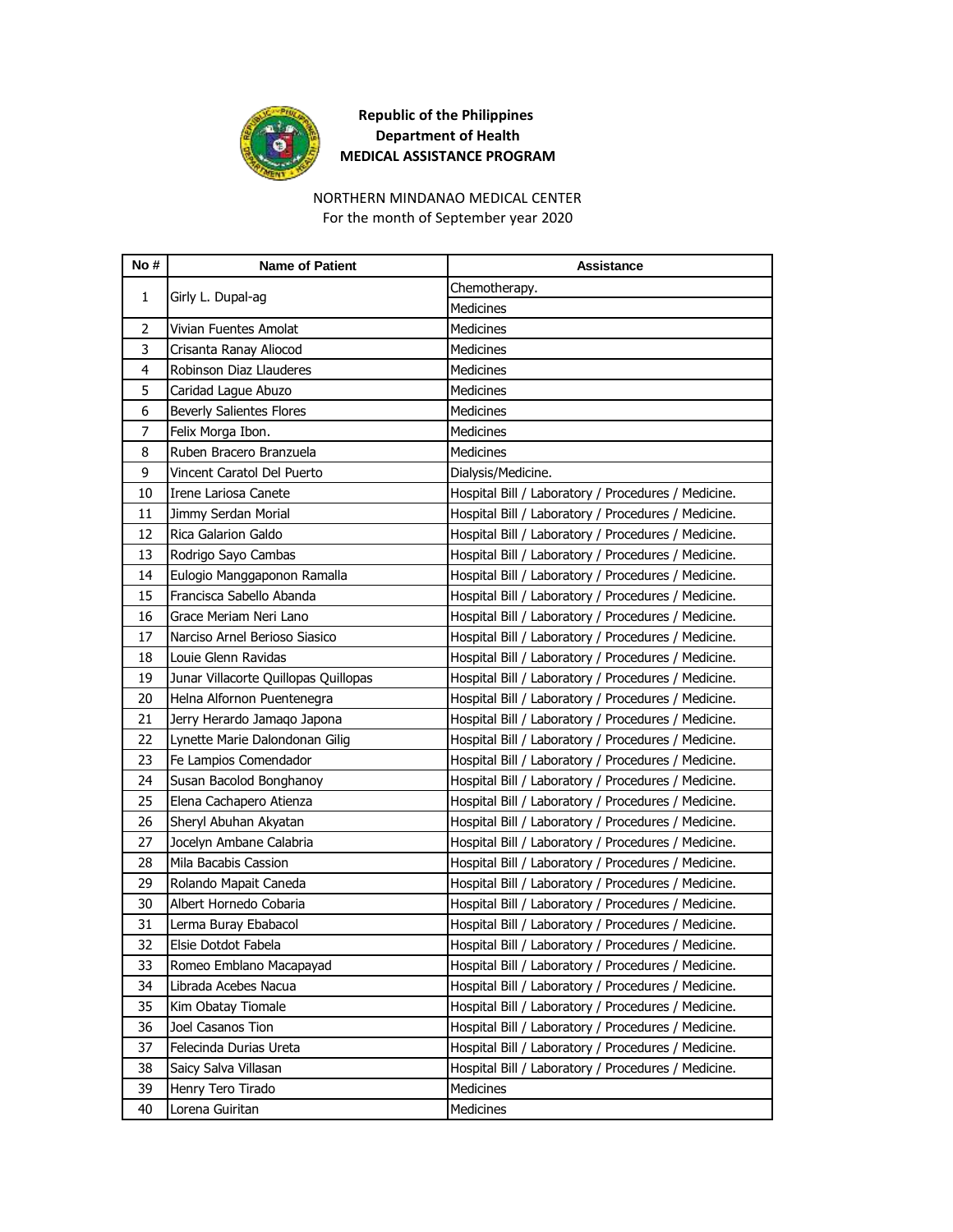**Republic of the Philippines**
**Department of Health**
**MEDICAL ASSISTANCE PROGRAM**

NORTHERN MINDANAO MEDICAL CENTER
For the month of September year 2020

| No # | Name of Patient | Assistance |
|---|---|---|
| 1 | Girly L. Dupal-ag | Chemotherapy. |
| | | Medicines |
| 2 | Vivian Fuentes Amolat | Medicines |
| 3 | Crisanta Ranay Aliocod | Medicines |
| 4 | Robinson Diaz Llauderes | Medicines |
| 5 | Caridad Lague Abuzo | Medicines |
| 6 | Beverly Salientes Flores | Medicines |
| 7 | Felix Morga Ibon. | Medicines |
| 8 | Ruben Bracero Branzuela | Medicines |
| 9 | Vincent Caratol Del Puerto | Dialysis/Medicine. |
| 10 | Irene Lariosa Canete | Hospital Bill / Laboratory / Procedures / Medicine. |
| 11 | Jimmy Serdan Morial | Hospital Bill / Laboratory / Procedures / Medicine. |
| 12 | Rica Galarion Galdo | Hospital Bill / Laboratory / Procedures / Medicine. |
| 13 | Rodrigo Sayo Cambas | Hospital Bill / Laboratory / Procedures / Medicine. |
| 14 | Eulogio Manggaponon Ramalla | Hospital Bill / Laboratory / Procedures / Medicine. |
| 15 | Francisca Sabello Abanda | Hospital Bill / Laboratory / Procedures / Medicine. |
| 16 | Grace Meriam Neri Lano | Hospital Bill / Laboratory / Procedures / Medicine. |
| 17 | Narciso Arnel Berioso Siasico | Hospital Bill / Laboratory / Procedures / Medicine. |
| 18 | Louie Glenn Ravidas | Hospital Bill / Laboratory / Procedures / Medicine. |
| 19 | Junar Villacorte Quillopas Quillopas | Hospital Bill / Laboratory / Procedures / Medicine. |
| 20 | Helna Alfornon Puentenegra | Hospital Bill / Laboratory / Procedures / Medicine. |
| 21 | Jerry Herardo Jamaqo Japona | Hospital Bill / Laboratory / Procedures / Medicine. |
| 22 | Lynette Marie Dalondonan Gilig | Hospital Bill / Laboratory / Procedures / Medicine. |
| 23 | Fe Lampios Comendador | Hospital Bill / Laboratory / Procedures / Medicine. |
| 24 | Susan Bacolod Bonghanoy | Hospital Bill / Laboratory / Procedures / Medicine. |
| 25 | Elena Cachapero Atienza | Hospital Bill / Laboratory / Procedures / Medicine. |
| 26 | Sheryl Abuhan Akyatan | Hospital Bill / Laboratory / Procedures / Medicine. |
| 27 | Jocelyn Ambane Calabria | Hospital Bill / Laboratory / Procedures / Medicine. |
| 28 | Mila Bacabis Cassion | Hospital Bill / Laboratory / Procedures / Medicine. |
| 29 | Rolando Mapait Caneda | Hospital Bill / Laboratory / Procedures / Medicine. |
| 30 | Albert Hornedo Cobaria | Hospital Bill / Laboratory / Procedures / Medicine. |
| 31 | Lerma Buray Ebabacol | Hospital Bill / Laboratory / Procedures / Medicine. |
| 32 | Elsie Dotdot Fabela | Hospital Bill / Laboratory / Procedures / Medicine. |
| 33 | Romeo Emblano Macapayad | Hospital Bill / Laboratory / Procedures / Medicine. |
| 34 | Librada Acebes Nacua | Hospital Bill / Laboratory / Procedures / Medicine. |
| 35 | Kim Obatay Tiomale | Hospital Bill / Laboratory / Procedures / Medicine. |
| 36 | Joel Casanos Tion | Hospital Bill / Laboratory / Procedures / Medicine. |
| 37 | Felecinda Durias Ureta | Hospital Bill / Laboratory / Procedures / Medicine. |
| 38 | Saicy Salva Villasan | Hospital Bill / Laboratory / Procedures / Medicine. |
| 39 | Henry Tero Tirado | Medicines |
| 40 | Lorena Guiritan | Medicines |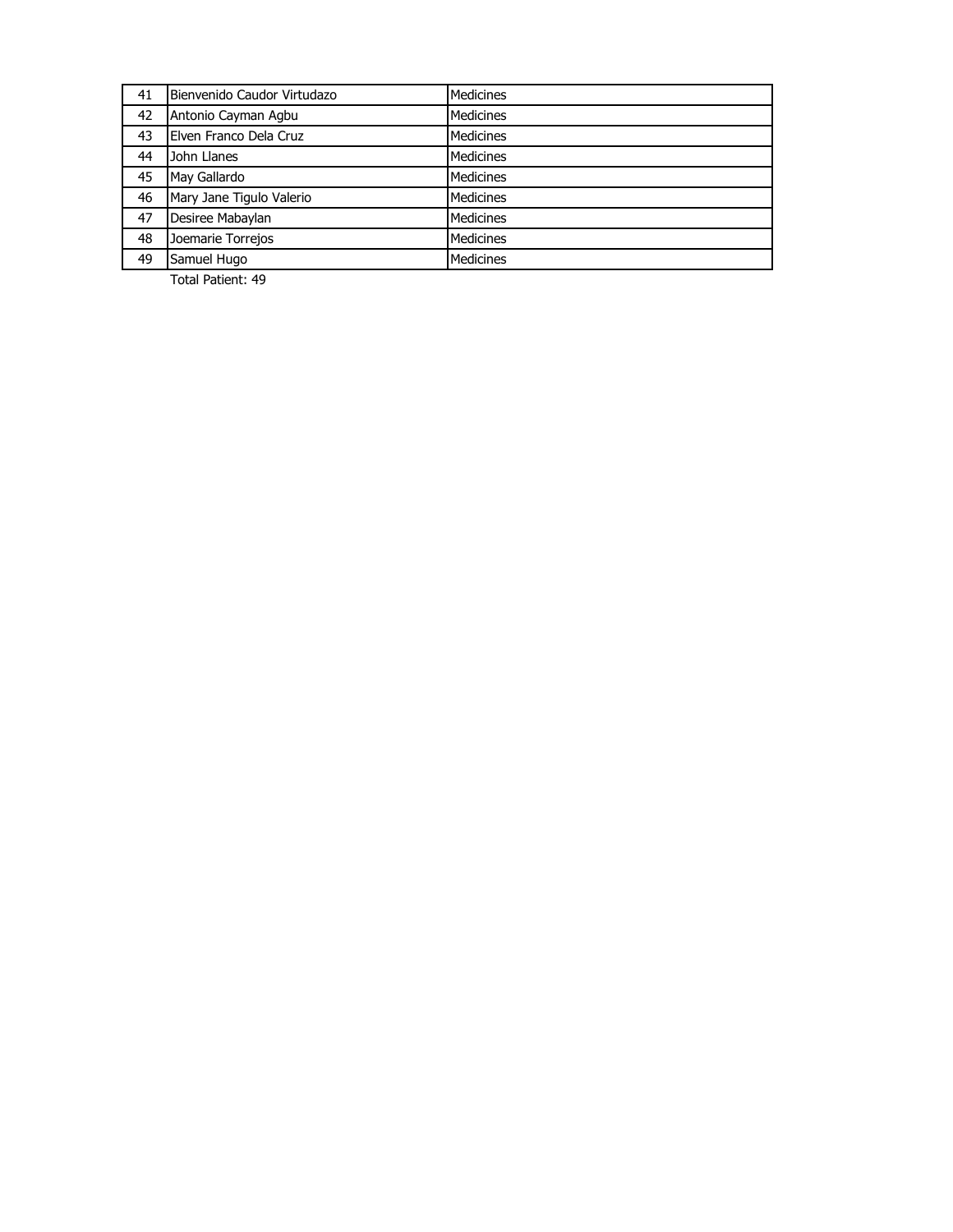| 41 | Bienvenido Caudor Virtudazo | Medicines |
|---|---|---|
| 42 | Antonio Cayman Agbu | Medicines |
| 43 | Elven Franco Dela Cruz | Medicines |
| 44 | John Llanes | Medicines |
| 45 | May Gallardo | Medicines |
| 46 | Mary Jane Tigulo Valerio | Medicines |
| 47 | Desiree Mabaylan | Medicines |
| 48 | Joemarie Torrejos | Medicines |
| 49 | Samuel Hugo | Medicines |

Total Patient: 49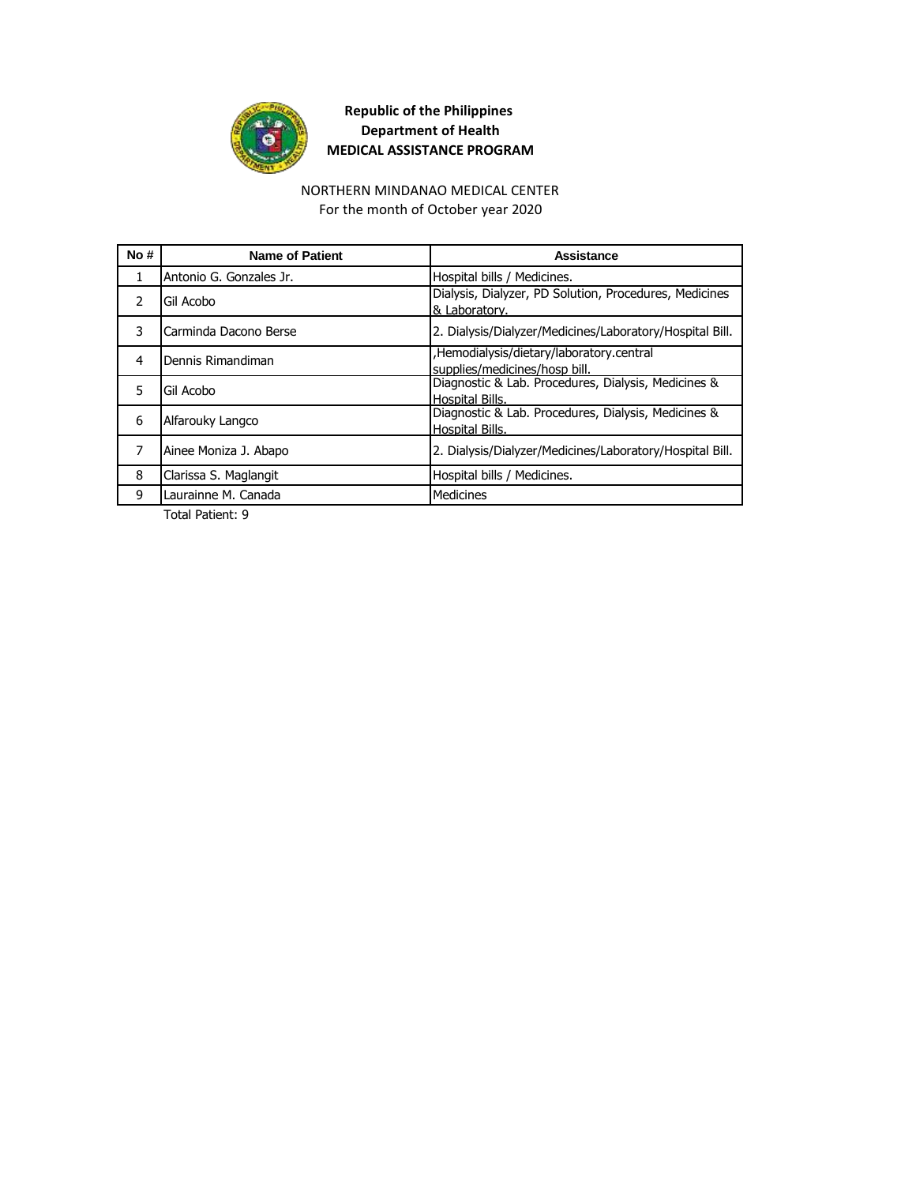**Republic of the Philippines**
**Department of Health**
**MEDICAL ASSISTANCE PROGRAM**

NORTHERN MINDANAO MEDICAL CENTER
For the month of October year 2020

| No # | Name of Patient | Assistance |
|---|---|---|
| 1 | Antonio G. Gonzales Jr. | Hospital bills / Medicines. |
| 2 | Gil Acobo | Dialysis, Dialyzer, PD Solution, Procedures, Medicines & Laboratory. |
| 3 | Carminda Dacono Berse | 2. Dialysis/Dialyzer/Medicines/Laboratory/Hospital Bill. |
| 4 | Dennis Rimandiman | ,Hemodialysis/dietary/laboratory.central supplies/medicines/hosp bill. |
| 5 | Gil Acobo | Diagnostic & Lab. Procedures, Dialysis, Medicines & Hospital Bills. |
| 6 | Alfarouky Langco | Diagnostic & Lab. Procedures, Dialysis, Medicines & Hospital Bills. |
| 7 | Ainee Moniza J. Abapo | 2. Dialysis/Dialyzer/Medicines/Laboratory/Hospital Bill. |
| 8 | Clarissa S. Maglangit | Hospital bills / Medicines. |
| 9 | Laurainne M. Canada | Medicines |

Total Patient: 9